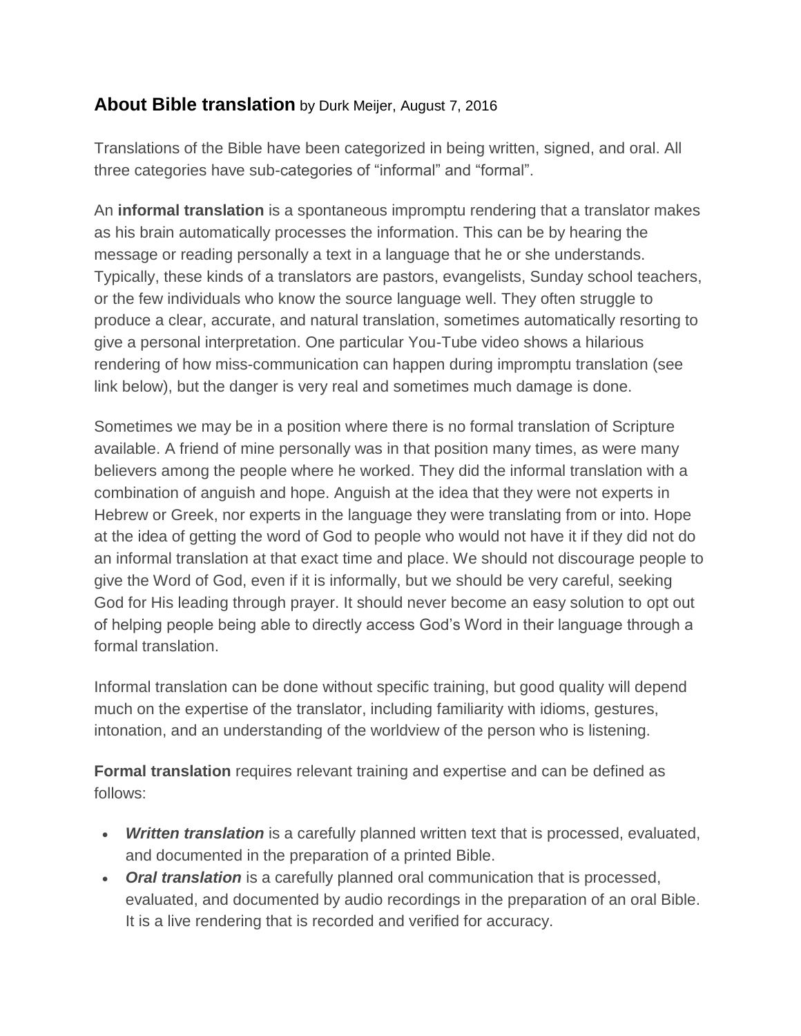## **About Bible translation** by Durk Meijer, August 7, 2016

Translations of the Bible have been categorized in being written, signed, and oral. All three categories have sub-categories of “informal” and “formal”.

An **informal translation** is a spontaneous impromptu rendering that a translator makes as his brain automatically processes the information. This can be by hearing the message or reading personally a text in a language that he or she understands. Typically, these kinds of a translators are pastors, evangelists, Sunday school teachers, or the few individuals who know the source language well. They often struggle to produce a clear, accurate, and natural translation, sometimes automatically resorting to give a personal interpretation. One particular You-Tube video shows a hilarious rendering of how miss-communication can happen during impromptu translation (see link below), but the danger is very real and sometimes much damage is done.

Sometimes we may be in a position where there is no formal translation of Scripture available. A friend of mine personally was in that position many times, as were many believers among the people where he worked. They did the informal translation with a combination of anguish and hope. Anguish at the idea that they were not experts in Hebrew or Greek, nor experts in the language they were translating from or into. Hope at the idea of getting the word of God to people who would not have it if they did not do an informal translation at that exact time and place. We should not discourage people to give the Word of God, even if it is informally, but we should be very careful, seeking God for His leading through prayer. It should never become an easy solution to opt out of helping people being able to directly access God’s Word in their language through a formal translation.

Informal translation can be done without specific training, but good quality will depend much on the expertise of the translator, including familiarity with idioms, gestures, intonation, and an understanding of the worldview of the person who is listening.

**Formal translation** requires relevant training and expertise and can be defined as follows:

- ***Written translation*** is a carefully planned written text that is processed, evaluated, and documented in the preparation of a printed Bible.
- ***Oral translation*** is a carefully planned oral communication that is processed, evaluated, and documented by audio recordings in the preparation of an oral Bible. It is a live rendering that is recorded and verified for accuracy.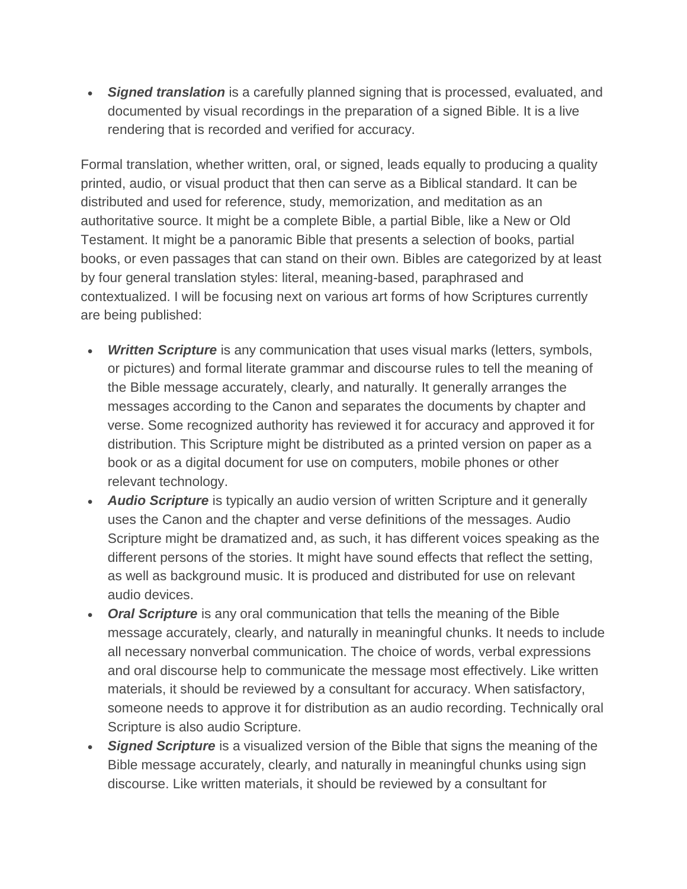- ***Signed translation*** is a carefully planned signing that is processed, evaluated, and documented by visual recordings in the preparation of a signed Bible. It is a live rendering that is recorded and verified for accuracy.

Formal translation, whether written, oral, or signed, leads equally to producing a quality printed, audio, or visual product that then can serve as a Biblical standard. It can be distributed and used for reference, study, memorization, and meditation as an authoritative source. It might be a complete Bible, a partial Bible, like a New or Old Testament. It might be a panoramic Bible that presents a selection of books, partial books, or even passages that can stand on their own. Bibles are categorized by at least by four general translation styles: literal, meaning-based, paraphrased and contextualized. I will be focusing next on various art forms of how Scriptures currently are being published:

- ***Written Scripture*** is any communication that uses visual marks (letters, symbols, or pictures) and formal literate grammar and discourse rules to tell the meaning of the Bible message accurately, clearly, and naturally. It generally arranges the messages according to the Canon and separates the documents by chapter and verse. Some recognized authority has reviewed it for accuracy and approved it for distribution. This Scripture might be distributed as a printed version on paper as a book or as a digital document for use on computers, mobile phones or other relevant technology.
- ***Audio Scripture*** is typically an audio version of written Scripture and it generally uses the Canon and the chapter and verse definitions of the messages. Audio Scripture might be dramatized and, as such, it has different voices speaking as the different persons of the stories. It might have sound effects that reflect the setting, as well as background music. It is produced and distributed for use on relevant audio devices.
- ***Oral Scripture*** is any oral communication that tells the meaning of the Bible message accurately, clearly, and naturally in meaningful chunks. It needs to include all necessary nonverbal communication. The choice of words, verbal expressions and oral discourse help to communicate the message most effectively. Like written materials, it should be reviewed by a consultant for accuracy. When satisfactory, someone needs to approve it for distribution as an audio recording. Technically oral Scripture is also audio Scripture.
- ***Signed Scripture*** is a visualized version of the Bible that signs the meaning of the Bible message accurately, clearly, and naturally in meaningful chunks using sign discourse. Like written materials, it should be reviewed by a consultant for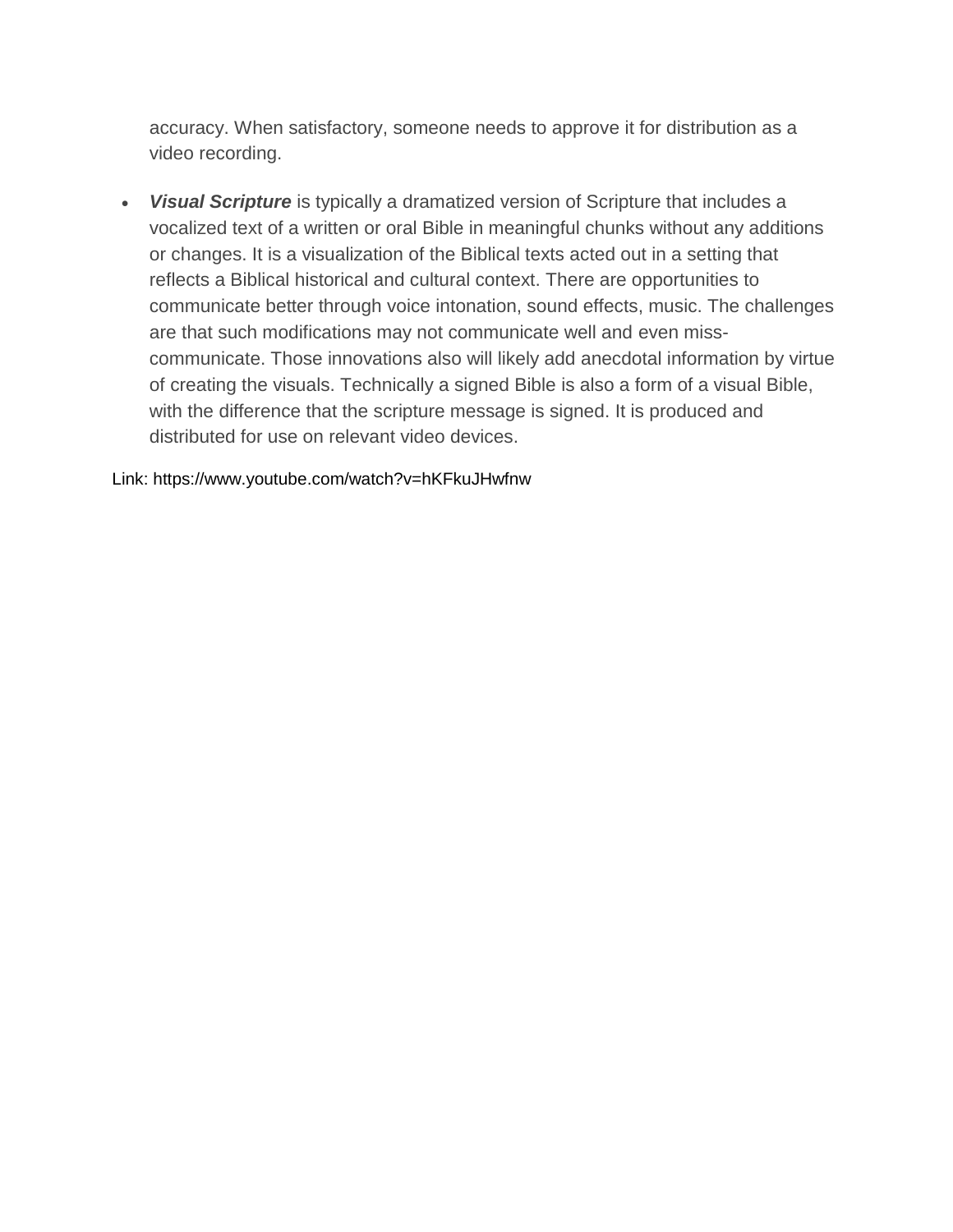accuracy. When satisfactory, someone needs to approve it for distribution as a video recording.

- ***Visual Scripture*** is typically a dramatized version of Scripture that includes a vocalized text of a written or oral Bible in meaningful chunks without any additions or changes. It is a visualization of the Biblical texts acted out in a setting that reflects a Biblical historical and cultural context. There are opportunities to communicate better through voice intonation, sound effects, music. The challenges are that such modifications may not communicate well and even miss-communicate. Those innovations also will likely add anecdotal information by virtue of creating the visuals. Technically a signed Bible is also a form of a visual Bible, with the difference that the scripture message is signed. It is produced and distributed for use on relevant video devices.

Link: https://www.youtube.com/watch?v=hKFkuJHwfnw